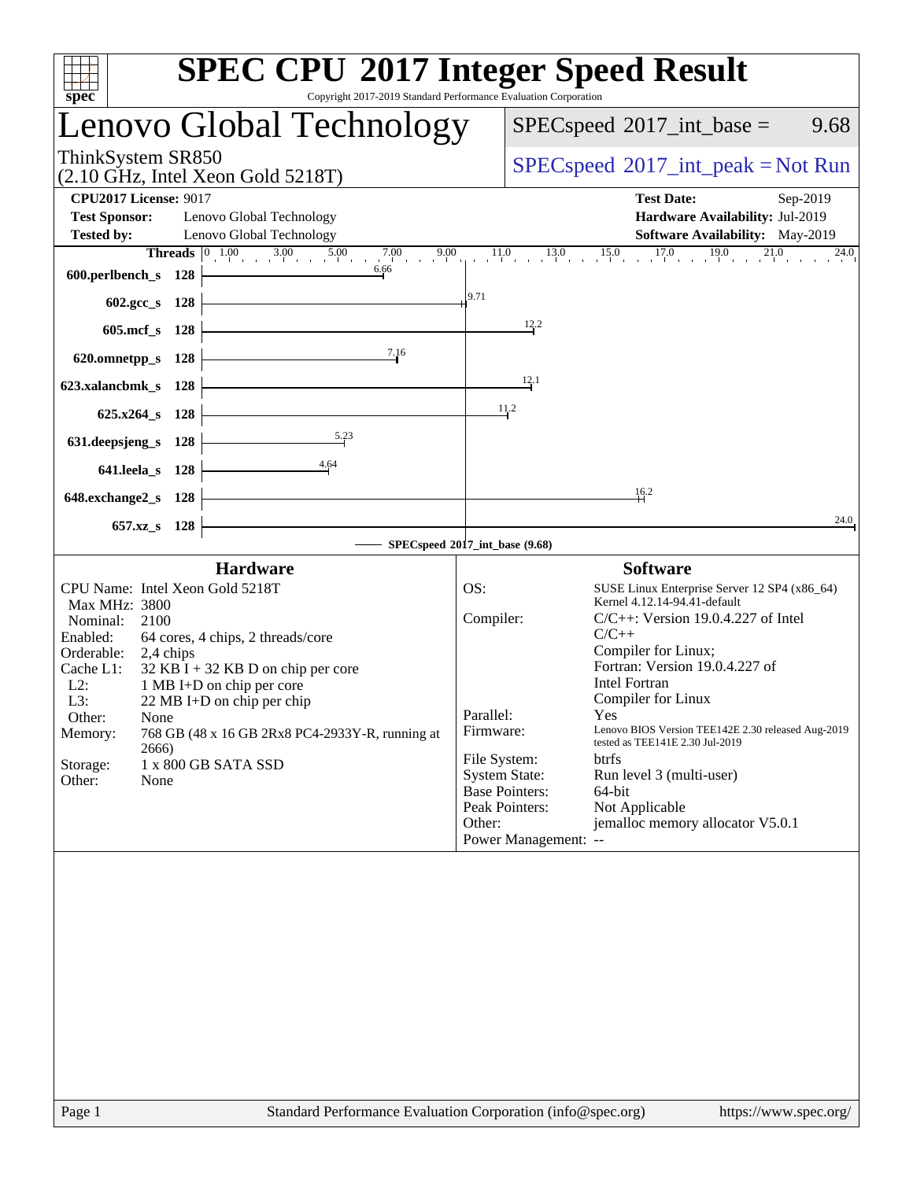# SPEC CPU 2017 Integer Speed Result

Copyright 2017-2019 Standard Performance Evaluation Corporation

## Lenovo Global Technology

ThinkSystem SR850
(2.10 GHz, Intel Xeon Gold 5218T)

SPECspeed 2017_int_base = 9.68

SPECspeed 2017_int_peak = Not Run

**CPU2017 License:** 9017
**Test Sponsor:** Lenovo Global Technology
**Tested by:** Lenovo Global Technology

**Test Date:** Sep-2019
**Hardware Availability:** Jul-2019
**Software Availability:** May-2019

| Benchmark | Threads | Base |
|---|---|---|
| 600.perlbench_s | 128 | 6.66 |
| 602.gcc_s | 128 | 9.71 |
| 605.mcf_s | 128 | 12.2 |
| 620.omnetpp_s | 128 | 7.16 |
| 623.xalancbmk_s | 128 | 12.1 |
| 625.x264_s | 128 | 11.2 |
| 631.deepsjeng_s | 128 | 5.23 |
| 641.leela_s | 128 | 4.64 |
| 648.exchange2_s | 128 | 16.2 |
| 657.xz_s | 128 | 24.0 |

SPECspeed 2017_int_base (9.68)

### Hardware

- CPU Name: Intel Xeon Gold 5218T
- Max MHz: 3800
- Nominal: 2100
- Enabled: 64 cores, 4 chips, 2 threads/core
- Orderable: 2,4 chips
- Cache L1: 32 KB I + 32 KB D on chip per core
- L2: 1 MB I+D on chip per core
- L3: 22 MB I+D on chip per chip
- Other: None
- Memory: 768 GB (48 x 16 GB 2Rx8 PC4-2933Y-R, running at 2666)
- Storage: 1 x 800 GB SATA SSD
- Other: None

### Software

- OS: SUSE Linux Enterprise Server 12 SP4 (x86_64) Kernel 4.12.14-94.41-default
- Compiler: C/C++: Version 19.0.4.227 of Intel C/C++ Compiler for Linux; Fortran: Version 19.0.4.227 of Intel Fortran Compiler for Linux
- Parallel: Yes
- Firmware: Lenovo BIOS Version TEE142E 2.30 released Aug-2019 tested as TEE141E 2.30 Jul-2019
- File System: btrfs
- System State: Run level 3 (multi-user)
- Base Pointers: 64-bit
- Peak Pointers: Not Applicable
- Other: jemalloc memory allocator V5.0.1
- Power Management: --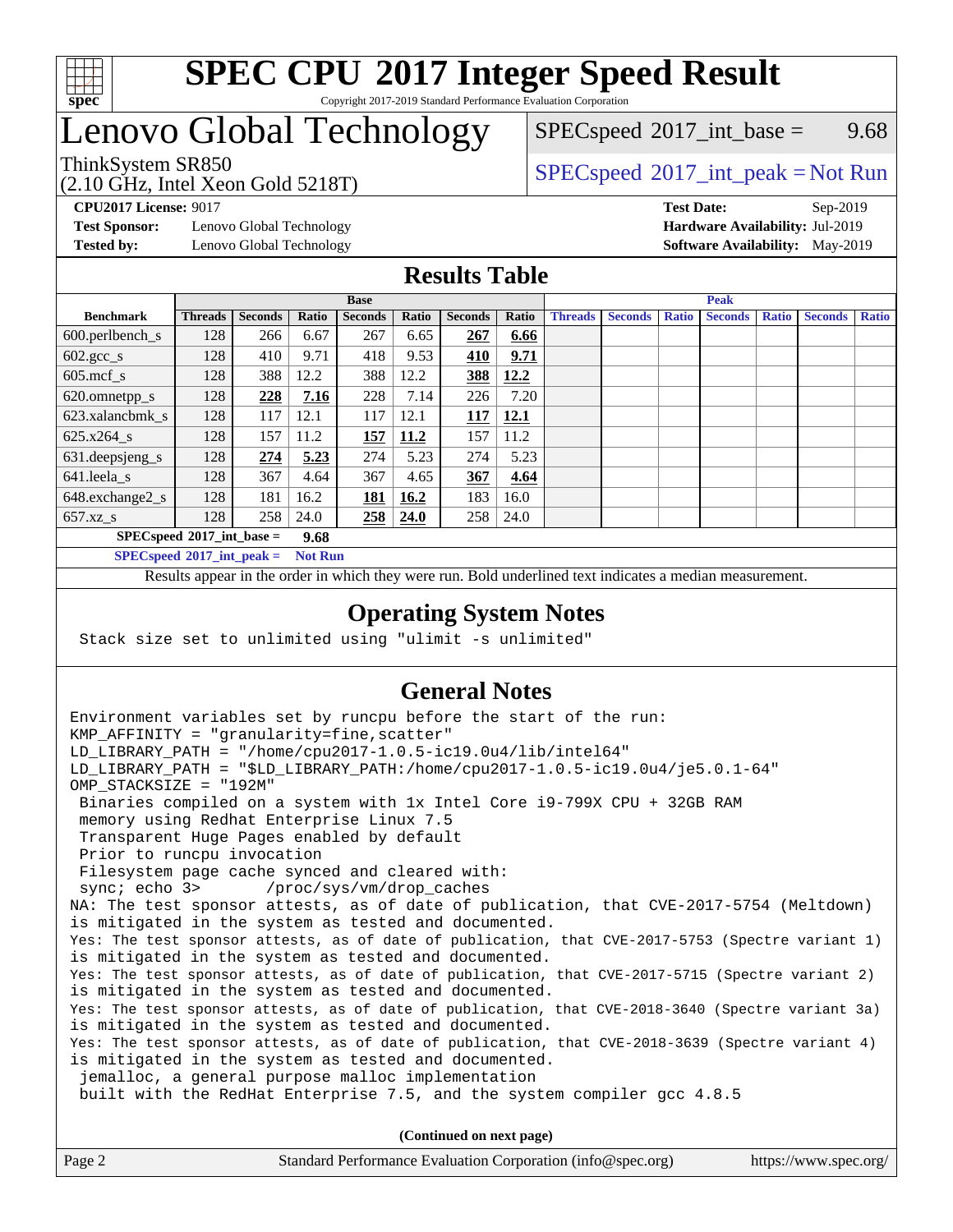# SPEC CPU 2017 Integer Speed Result

Copyright 2017-2019 Standard Performance Evaluation Corporation

# Lenovo Global Technology

ThinkSystem SR850
(2.10 GHz, Intel Xeon Gold 5218T)

SPECspeed 2017_int_base = 9.68

SPECspeed 2017_int_peak = Not Run

**CPU2017 License:** 9017
**Test Sponsor:** Lenovo Global Technology
**Tested by:** Lenovo Global Technology

**Test Date:** Sep-2019
**Hardware Availability:** Jul-2019
**Software Availability:** May-2019

## Results Table

| | Base | | | | | | | Peak | | | | | | |
|---|---|---|---|---|---|---|---|---|---|---|---|---|---|---|
| **Benchmark** | **Threads** | **Seconds** | **Ratio** | **Seconds** | **Ratio** | **Seconds** | **Ratio** | **Threads** | **Seconds** | **Ratio** | **Seconds** | **Ratio** | **Seconds** | **Ratio** |
| 600.perlbench_s | 128 | 266 | 6.67 | 267 | 6.65 | **267** | **6.66** | | | | | | | |
| 602.gcc_s | 128 | 410 | 9.71 | 418 | 9.53 | **410** | **9.71** | | | | | | | |
| 605.mcf_s | 128 | 388 | 12.2 | 388 | 12.2 | **388** | **12.2** | | | | | | | |
| 620.omnetpp_s | 128 | **228** | **7.16** | 228 | 7.14 | 226 | 7.20 | | | | | | | |
| 623.xalancbmk_s | 128 | 117 | 12.1 | 117 | 12.1 | **117** | **12.1** | | | | | | | |
| 625.x264_s | 128 | 157 | 11.2 | **157** | **11.2** | 157 | 11.2 | | | | | | | |
| 631.deepsjeng_s | 128 | **274** | **5.23** | 274 | 5.23 | 274 | 5.23 | | | | | | | |
| 641.leela_s | 128 | 367 | 4.64 | 367 | 4.65 | **367** | **4.64** | | | | | | | |
| 648.exchange2_s | 128 | 181 | 16.2 | **181** | **16.2** | 183 | 16.0 | | | | | | | |
| 657.xz_s | 128 | 258 | 24.0 | **258** | **24.0** | 258 | 24.0 | | | | | | | |

**SPECspeed 2017_int_base = 9.68**

**SPECspeed 2017_int_peak = Not Run**

Results appear in the order in which they were run. Bold underlined text indicates a median measurement.

## Operating System Notes

```
Stack size set to unlimited using "ulimit -s unlimited"
```

## General Notes

```
Environment variables set by runcpu before the start of the run:
KMP_AFFINITY = "granularity=fine,scatter"
LD_LIBRARY_PATH = "/home/cpu2017-1.0.5-ic19.0u4/lib/intel64"
LD_LIBRARY_PATH = "$LD_LIBRARY_PATH:/home/cpu2017-1.0.5-ic19.0u4/je5.0.1-64"
OMP_STACKSIZE = "192M"
 Binaries compiled on a system with 1x Intel Core i9-799X CPU + 32GB RAM
 memory using Redhat Enterprise Linux 7.5
 Transparent Huge Pages enabled by default
 Prior to runcpu invocation
 Filesystem page cache synced and cleared with:
 sync; echo 3>       /proc/sys/vm/drop_caches
NA: The test sponsor attests, as of date of publication, that CVE-2017-5754 (Meltdown)
is mitigated in the system as tested and documented.
Yes: The test sponsor attests, as of date of publication, that CVE-2017-5753 (Spectre variant 1)
is mitigated in the system as tested and documented.
Yes: The test sponsor attests, as of date of publication, that CVE-2017-5715 (Spectre variant 2)
is mitigated in the system as tested and documented.
Yes: The test sponsor attests, as of date of publication, that CVE-2018-3640 (Spectre variant 3a)
is mitigated in the system as tested and documented.
Yes: The test sponsor attests, as of date of publication, that CVE-2018-3639 (Spectre variant 4)
is mitigated in the system as tested and documented.
 jemalloc, a general purpose malloc implementation
 built with the RedHat Enterprise 7.5, and the system compiler gcc 4.8.5
```

**(Continued on next page)**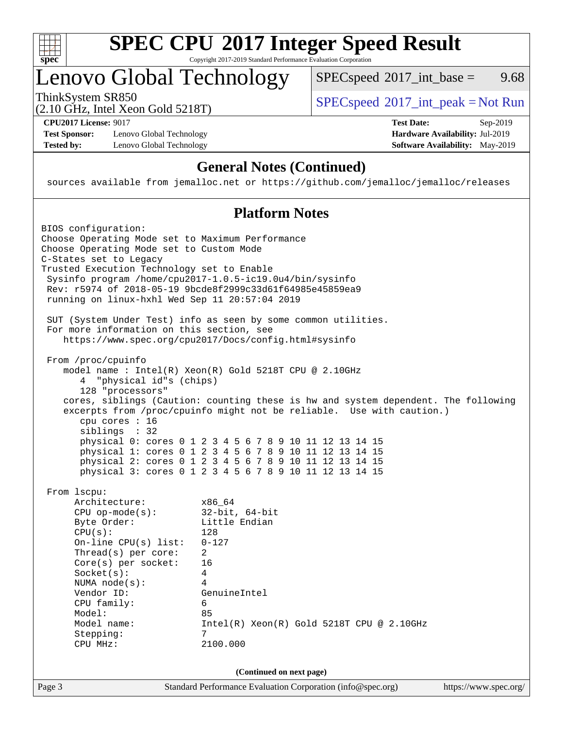# SPEC CPU 2017 Integer Speed Result

Copyright 2017-2019 Standard Performance Evaluation Corporation

## Lenovo Global Technology

ThinkSystem SR850
(2.10 GHz, Intel Xeon Gold 5218T)

SPECspeed 2017_int_base = 9.68

SPECspeed 2017_int_peak = Not Run

| | | | |
|---|---|---|---|
| **CPU2017 License:** | 9017 | **Test Date:** | Sep-2019 |
| **Test Sponsor:** | Lenovo Global Technology | **Hardware Availability:** | Jul-2019 |
| **Tested by:** | Lenovo Global Technology | **Software Availability:** | May-2019 |

### General Notes (Continued)

```
 sources available from jemalloc.net or https://github.com/jemalloc/jemalloc/releases
```

### Platform Notes

```
BIOS configuration:
Choose Operating Mode set to Maximum Performance
Choose Operating Mode set to Custom Mode
C-States set to Legacy
Trusted Execution Technology set to Enable
 Sysinfo program /home/cpu2017-1.0.5-ic19.0u4/bin/sysinfo
 Rev: r5974 of 2018-05-19 9bcde8f2999c33d61f64985e45859ea9
 running on linux-hxhl Wed Sep 11 20:57:04 2019

 SUT (System Under Test) info as seen by some common utilities.
 For more information on this section, see
    https://www.spec.org/cpu2017/Docs/config.html#sysinfo

 From /proc/cpuinfo
    model name : Intel(R) Xeon(R) Gold 5218T CPU @ 2.10GHz
       4  "physical id"s (chips)
       128 "processors"
    cores, siblings (Caution: counting these is hw and system dependent. The following
    excerpts from /proc/cpuinfo might not be reliable.  Use with caution.)
       cpu cores : 16
       siblings  : 32
       physical 0: cores 0 1 2 3 4 5 6 7 8 9 10 11 12 13 14 15
       physical 1: cores 0 1 2 3 4 5 6 7 8 9 10 11 12 13 14 15
       physical 2: cores 0 1 2 3 4 5 6 7 8 9 10 11 12 13 14 15
       physical 3: cores 0 1 2 3 4 5 6 7 8 9 10 11 12 13 14 15

 From lscpu:
      Architecture:          x86_64
      CPU op-mode(s):        32-bit, 64-bit
      Byte Order:            Little Endian
      CPU(s):                128
      On-line CPU(s) list:   0-127
      Thread(s) per core:    2
      Core(s) per socket:    16
      Socket(s):             4
      NUMA node(s):          4
      Vendor ID:             GenuineIntel
      CPU family:            6
      Model:                 85
      Model name:            Intel(R) Xeon(R) Gold 5218T CPU @ 2.10GHz
      Stepping:              7
      CPU MHz:               2100.000
```

(Continued on next page)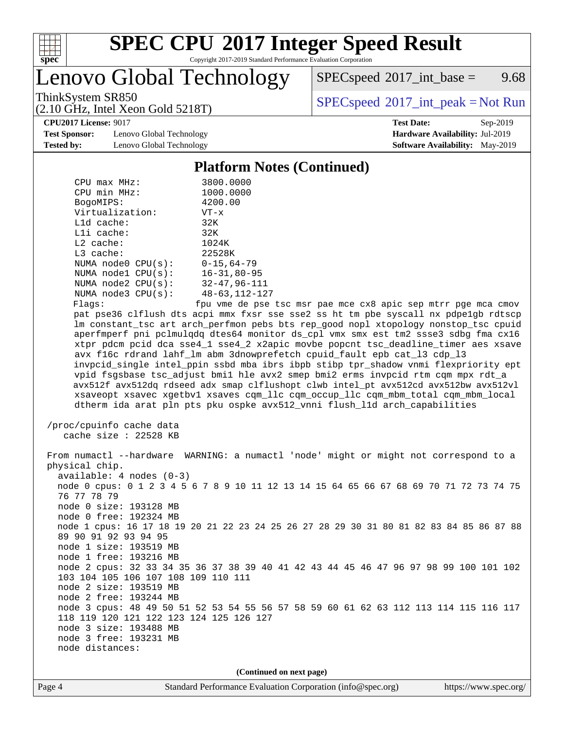## Platform Notes (Continued)

```
    CPU max MHz:           3800.0000
    CPU min MHz:           1000.0000
    BogoMIPS:              4200.00
    Virtualization:        VT-x
    L1d cache:             32K
    L1i cache:             32K
    L2 cache:              1024K
    L3 cache:              22528K
    NUMA node0 CPU(s):     0-15,64-79
    NUMA node1 CPU(s):     16-31,80-95
    NUMA node2 CPU(s):     32-47,96-111
    NUMA node3 CPU(s):     48-63,112-127
    Flags:                 fpu vme de pse tsc msr pae mce cx8 apic sep mtrr pge mca cmov
    pat pse36 clflush dts acpi mmx fxsr sse sse2 ss ht tm pbe syscall nx pdpe1gb rdtscp
    lm constant_tsc art arch_perfmon pebs bts rep_good nopl xtopology nonstop_tsc cpuid
    aperfmperf pni pclmulqdq dtes64 monitor ds_cpl vmx smx est tm2 ssse3 sdbg fma cx16
    xtpr pdcm pcid dca sse4_1 sse4_2 x2apic movbe popcnt tsc_deadline_timer aes xsave
    avx f16c rdrand lahf_lm abm 3dnowprefetch cpuid_fault epb cat_l3 cdp_l3
    invpcid_single intel_ppin ssbd mba ibrs ibpb stibp tpr_shadow vnmi flexpriority ept
    vpid fsgsbase tsc_adjust bmi1 hle avx2 smep bmi2 erms invpcid rtm cqm mpx rdt_a
    avx512f avx512dq rdseed adx smap clflushopt clwb intel_pt avx512cd avx512bw avx512vl
    xsaveopt xsavec xgetbv1 xsaves cqm_llc cqm_occup_llc cqm_mbm_total cqm_mbm_local
    dtherm ida arat pln pts pku ospke avx512_vnni flush_l1d arch_capabilities

 /proc/cpuinfo cache data
    cache size : 22528 KB

 From numactl --hardware  WARNING: a numactl 'node' might or might not correspond to a
 physical chip.
   available: 4 nodes (0-3)
   node 0 cpus: 0 1 2 3 4 5 6 7 8 9 10 11 12 13 14 15 64 65 66 67 68 69 70 71 72 73 74 75
   76 77 78 79
   node 0 size: 193128 MB
   node 0 free: 192324 MB
   node 1 cpus: 16 17 18 19 20 21 22 23 24 25 26 27 28 29 30 31 80 81 82 83 84 85 86 87 88
   89 90 91 92 93 94 95
   node 1 size: 193519 MB
   node 1 free: 193216 MB
   node 2 cpus: 32 33 34 35 36 37 38 39 40 41 42 43 44 45 46 47 96 97 98 99 100 101 102
   103 104 105 106 107 108 109 110 111
   node 2 size: 193519 MB
   node 2 free: 193244 MB
   node 3 cpus: 48 49 50 51 52 53 54 55 56 57 58 59 60 61 62 63 112 113 114 115 116 117
   118 119 120 121 122 123 124 125 126 127
   node 3 size: 193488 MB
   node 3 free: 193231 MB
   node distances:
```

(Continued on next page)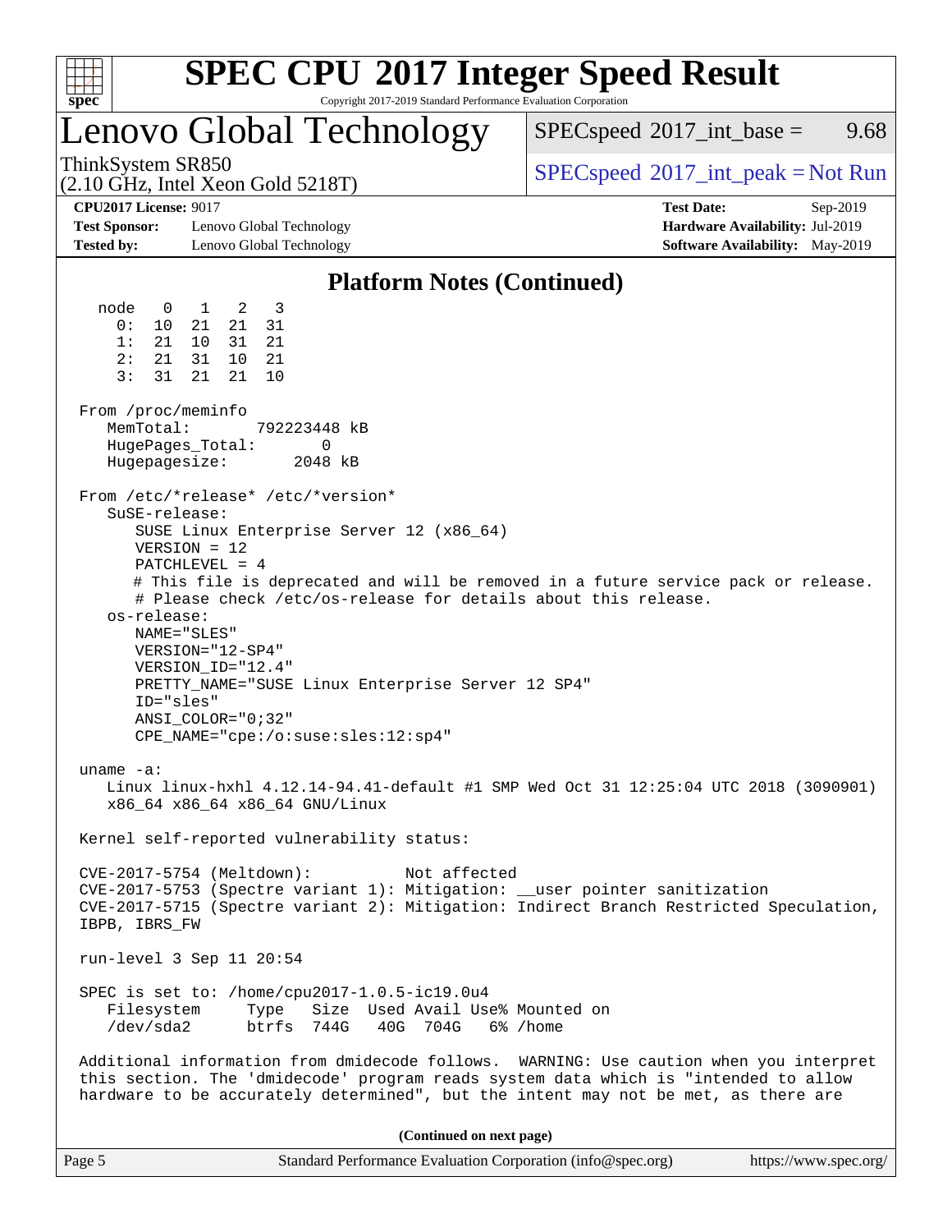## Platform Notes (Continued)

```
  node   0   1   2   3
    0:  10  21  21  31
    1:  21  10  31  21
    2:  21  31  10  21
    3:  31  21  21  10

From /proc/meminfo
   MemTotal:       792223448 kB
   HugePages_Total:       0
   Hugepagesize:       2048 kB

From /etc/*release* /etc/*version*
   SuSE-release:
      SUSE Linux Enterprise Server 12 (x86_64)
      VERSION = 12
      PATCHLEVEL = 4
      # This file is deprecated and will be removed in a future service pack or release.
      # Please check /etc/os-release for details about this release.
   os-release:
      NAME="SLES"
      VERSION="12-SP4"
      VERSION_ID="12.4"
      PRETTY_NAME="SUSE Linux Enterprise Server 12 SP4"
      ID="sles"
      ANSI_COLOR="0;32"
      CPE_NAME="cpe:/o:suse:sles:12:sp4"

uname -a:
   Linux linux-hxhl 4.12.14-94.41-default #1 SMP Wed Oct 31 12:25:04 UTC 2018 (3090901)
   x86_64 x86_64 x86_64 GNU/Linux

Kernel self-reported vulnerability status:

CVE-2017-5754 (Meltdown):          Not affected
CVE-2017-5753 (Spectre variant 1): Mitigation: __user pointer sanitization
CVE-2017-5715 (Spectre variant 2): Mitigation: Indirect Branch Restricted Speculation,
IBPB, IBRS_FW

run-level 3 Sep 11 20:54

SPEC is set to: /home/cpu2017-1.0.5-ic19.0u4
   Filesystem     Type   Size  Used Avail Use% Mounted on
   /dev/sda2      btrfs  744G   40G  704G   6% /home

Additional information from dmidecode follows.  WARNING: Use caution when you interpret
this section. The 'dmidecode' program reads system data which is "intended to allow
hardware to be accurately determined", but the intent may not be met, as there are
```

**(Continued on next page)**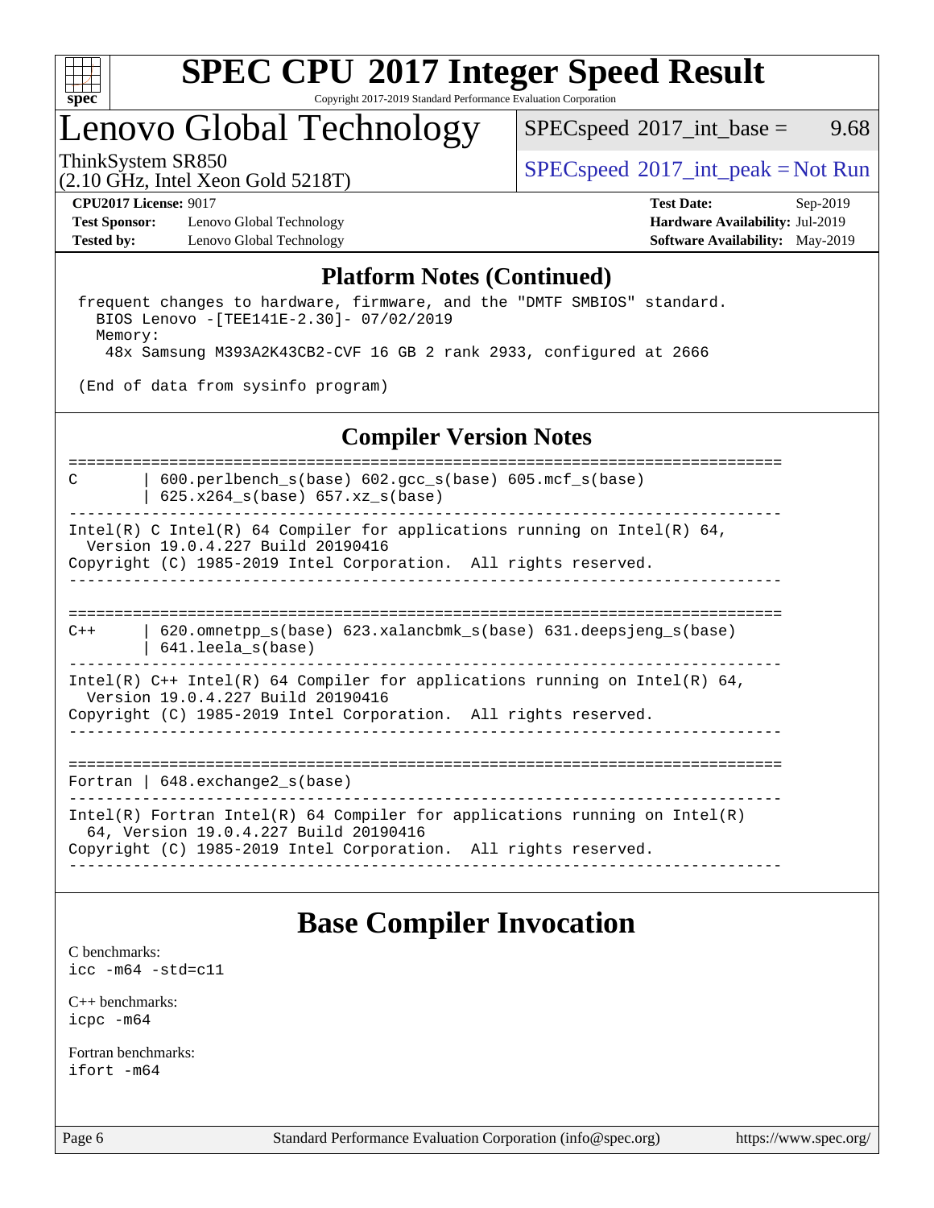# SPEC CPU 2017 Integer Speed Result

Copyright 2017-2019 Standard Performance Evaluation Corporation

## Lenovo Global Technology

ThinkSystem SR850
(2.10 GHz, Intel Xeon Gold 5218T)

SPECspeed 2017_int_base = 9.68

SPECspeed 2017_int_peak = Not Run

**CPU2017 License:** 9017
**Test Sponsor:** Lenovo Global Technology
**Tested by:** Lenovo Global Technology

**Test Date:** Sep-2019
**Hardware Availability:** Jul-2019
**Software Availability:** May-2019

### Platform Notes (Continued)

```
 frequent changes to hardware, firmware, and the "DMTF SMBIOS" standard.
   BIOS Lenovo -[TEE141E-2.30]- 07/02/2019
   Memory:
    48x Samsung M393A2K43CB2-CVF 16 GB 2 rank 2933, configured at 2666

 (End of data from sysinfo program)
```

### Compiler Version Notes

```
==============================================================================
C        | 600.perlbench_s(base) 602.gcc_s(base) 605.mcf_s(base)
         | 625.x264_s(base) 657.xz_s(base)
------------------------------------------------------------------------------
Intel(R) C Intel(R) 64 Compiler for applications running on Intel(R) 64,
  Version 19.0.4.227 Build 20190416
Copyright (C) 1985-2019 Intel Corporation.  All rights reserved.
------------------------------------------------------------------------------

==============================================================================
C++      | 620.omnetpp_s(base) 623.xalancbmk_s(base) 631.deepsjeng_s(base)
         | 641.leela_s(base)
------------------------------------------------------------------------------
Intel(R) C++ Intel(R) 64 Compiler for applications running on Intel(R) 64,
  Version 19.0.4.227 Build 20190416
Copyright (C) 1985-2019 Intel Corporation.  All rights reserved.
------------------------------------------------------------------------------

==============================================================================
Fortran | 648.exchange2_s(base)
------------------------------------------------------------------------------
Intel(R) Fortran Intel(R) 64 Compiler for applications running on Intel(R)
  64, Version 19.0.4.227 Build 20190416
Copyright (C) 1985-2019 Intel Corporation.  All rights reserved.
------------------------------------------------------------------------------
```

## Base Compiler Invocation

C benchmarks:
`icc -m64 -std=c11`

C++ benchmarks:
`icpc -m64`

Fortran benchmarks:
`ifort -m64`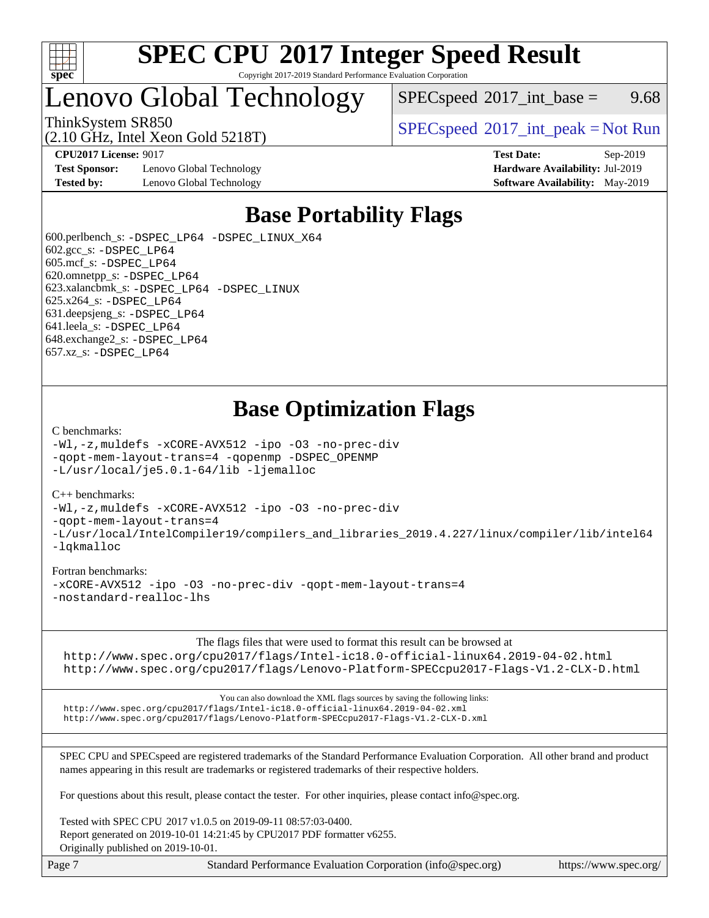# SPEC CPU 2017 Integer Speed Result

Copyright 2017-2019 Standard Performance Evaluation Corporation

# Lenovo Global Technology

ThinkSystem SR850
(2.10 GHz, Intel Xeon Gold 5218T)

SPECspeed 2017_int_base = 9.68

SPECspeed 2017_int_peak = Not Run

**CPU2017 License:** 9017
**Test Sponsor:** Lenovo Global Technology
**Tested by:** Lenovo Global Technology

**Test Date:** Sep-2019
**Hardware Availability:** Jul-2019
**Software Availability:** May-2019

## Base Portability Flags

600.perlbench_s: -DSPEC_LP64 -DSPEC_LINUX_X64
602.gcc_s: -DSPEC_LP64
605.mcf_s: -DSPEC_LP64
620.omnetpp_s: -DSPEC_LP64
623.xalancbmk_s: -DSPEC_LP64 -DSPEC_LINUX
625.x264_s: -DSPEC_LP64
631.deepsjeng_s: -DSPEC_LP64
641.leela_s: -DSPEC_LP64
648.exchange2_s: -DSPEC_LP64
657.xz_s: -DSPEC_LP64

## Base Optimization Flags

C benchmarks:
-Wl,-z,muldefs -xCORE-AVX512 -ipo -O3 -no-prec-div
-qopt-mem-layout-trans=4 -qopenmp -DSPEC_OPENMP
-L/usr/local/je5.0.1-64/lib -ljemalloc

C++ benchmarks:
-Wl,-z,muldefs -xCORE-AVX512 -ipo -O3 -no-prec-div
-qopt-mem-layout-trans=4
-L/usr/local/IntelCompiler19/compilers_and_libraries_2019.4.227/linux/compiler/lib/intel64
-lqkmalloc

Fortran benchmarks:
-xCORE-AVX512 -ipo -O3 -no-prec-div -qopt-mem-layout-trans=4
-nostandard-realloc-lhs

The flags files that were used to format this result can be browsed at
http://www.spec.org/cpu2017/flags/Intel-ic18.0-official-linux64.2019-04-02.html
http://www.spec.org/cpu2017/flags/Lenovo-Platform-SPECcpu2017-Flags-V1.2-CLX-D.html

You can also download the XML flags sources by saving the following links:
http://www.spec.org/cpu2017/flags/Intel-ic18.0-official-linux64.2019-04-02.xml
http://www.spec.org/cpu2017/flags/Lenovo-Platform-SPECcpu2017-Flags-V1.2-CLX-D.xml

SPEC CPU and SPECspeed are registered trademarks of the Standard Performance Evaluation Corporation. All other brand and product names appearing in this result are trademarks or registered trademarks of their respective holders.

For questions about this result, please contact the tester. For other inquiries, please contact info@spec.org.

Tested with SPEC CPU 2017 v1.0.5 on 2019-09-11 08:57:03-0400.
Report generated on 2019-10-01 14:21:45 by CPU2017 PDF formatter v6255.
Originally published on 2019-10-01.